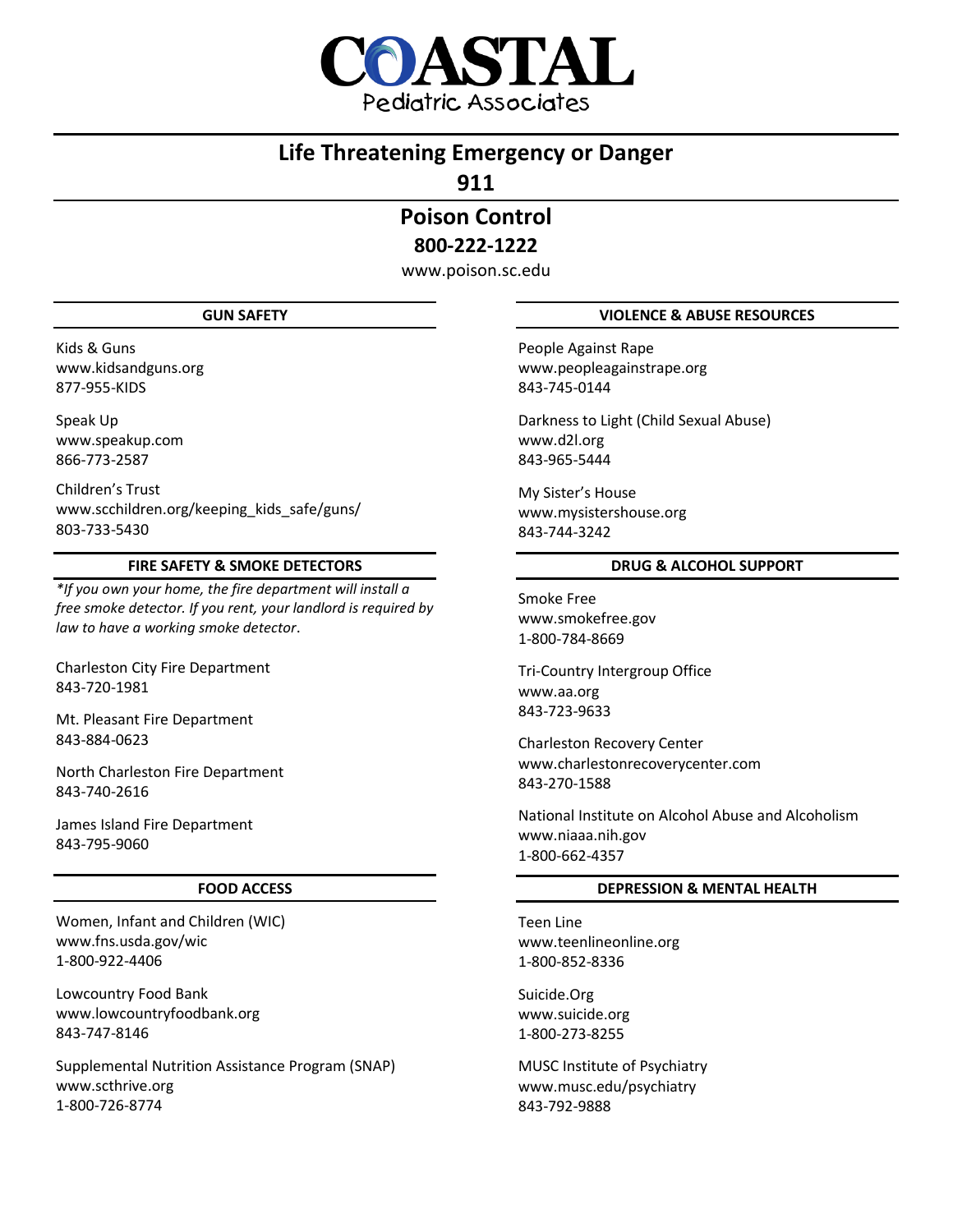# COASTAL Pediatric Associates

## Life Threatening Emergency or Danger

**911**

## Poison Control

**800-222-1222**

www.poison.sc.edu

### GUN SAFETY

Kids & Guns
www.kidsandguns.org
877-955-KIDS

Speak Up
www.speakup.com
866-773-2587

Children's Trust
www.scchildren.org/keeping_kids_safe/guns/
803-733-5430

### FIRE SAFETY & SMOKE DETECTORS

*\*If you own your home, the fire department will install a free smoke detector. If you rent, your landlord is required by law to have a working smoke detector*.

Charleston City Fire Department
843-720-1981

Mt. Pleasant Fire Department
843-884-0623

North Charleston Fire Department
843-740-2616

James Island Fire Department
843-795-9060

### FOOD ACCESS

Women, Infant and Children (WIC)
www.fns.usda.gov/wic
1-800-922-4406

Lowcountry Food Bank
www.lowcountryfoodbank.org
843-747-8146

Supplemental Nutrition Assistance Program (SNAP)
www.scthrive.org
1-800-726-8774

### VIOLENCE & ABUSE RESOURCES

People Against Rape
www.peopleagainstrape.org
843-745-0144

Darkness to Light (Child Sexual Abuse)
www.d2l.org
843-965-5444

My Sister's House
www.mysistershouse.org
843-744-3242

### DRUG & ALCOHOL SUPPORT

Smoke Free
www.smokefree.gov
1-800-784-8669

Tri-Country Intergroup Office
www.aa.org
843-723-9633

Charleston Recovery Center
www.charlestonrecoverycenter.com
843-270-1588

National Institute on Alcohol Abuse and Alcoholism
www.niaaa.nih.gov
1-800-662-4357

### DEPRESSION & MENTAL HEALTH

Teen Line
www.teenlineonline.org
1-800-852-8336

Suicide.Org
www.suicide.org
1-800-273-8255

MUSC Institute of Psychiatry
www.musc.edu/psychiatry
843-792-9888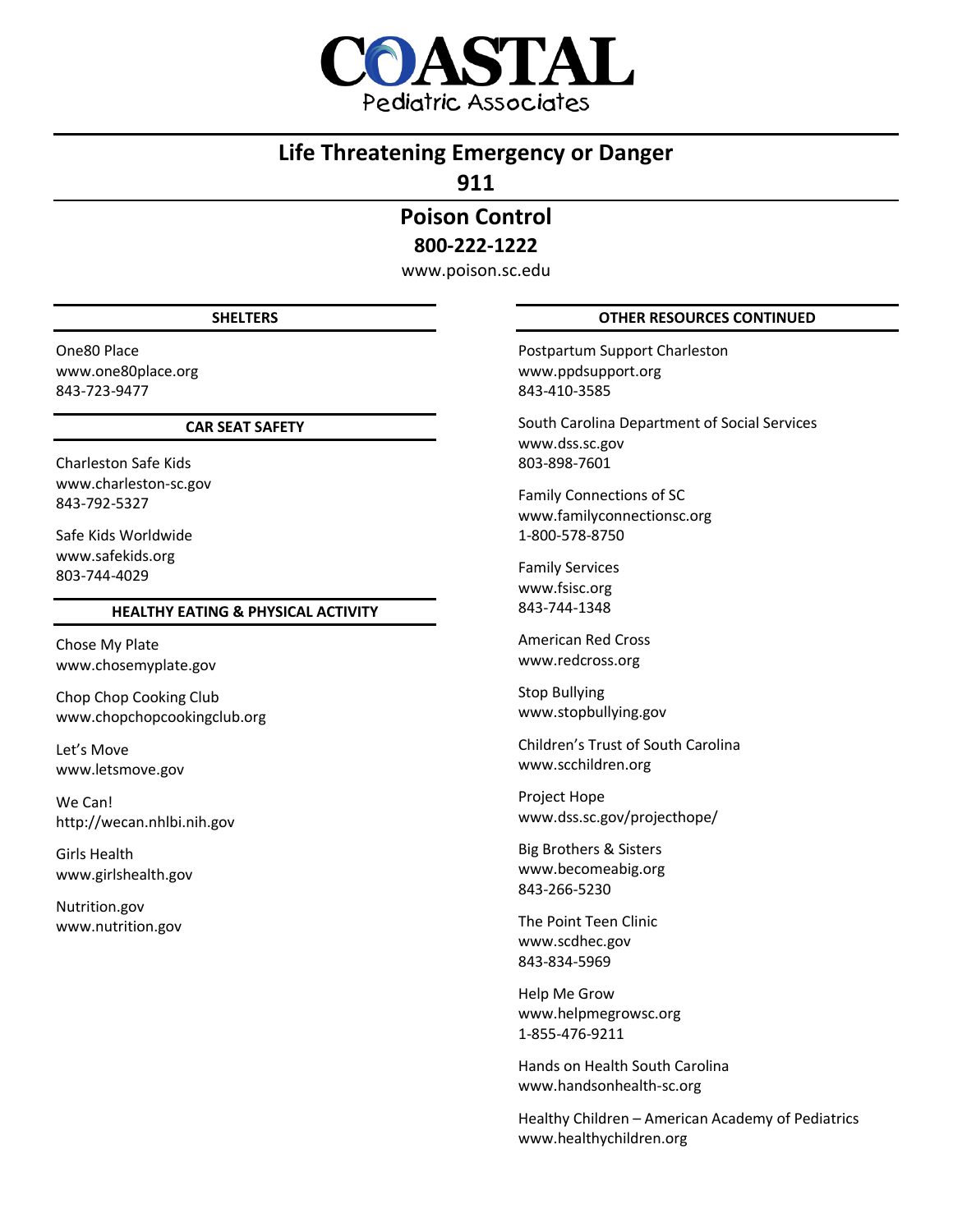# COASTAL Pediatric Associates

## Life Threatening Emergency or Danger

**911**

## Poison Control

**800-222-1222**

www.poison.sc.edu

### SHELTERS

One80 Place
www.one80place.org
843-723-9477

### CAR SEAT SAFETY

Charleston Safe Kids
www.charleston-sc.gov
843-792-5327

Safe Kids Worldwide
www.safekids.org
803-744-4029

### HEALTHY EATING & PHYSICAL ACTIVITY

Chose My Plate
www.chosemyplate.gov

Chop Chop Cooking Club
www.chopchopcookingclub.org

Let's Move
www.letsmove.gov

We Can!
http://wecan.nhlbi.nih.gov

Girls Health
www.girlshealth.gov

Nutrition.gov
www.nutrition.gov

### OTHER RESOURCES CONTINUED

Postpartum Support Charleston
www.ppdsupport.org
843-410-3585

South Carolina Department of Social Services
www.dss.sc.gov
803-898-7601

Family Connections of SC
www.familyconnectionsc.org
1-800-578-8750

Family Services
www.fsisc.org
843-744-1348

American Red Cross
www.redcross.org

Stop Bullying
www.stopbullying.gov

Children's Trust of South Carolina
www.scchildren.org

Project Hope
www.dss.sc.gov/projecthope/

Big Brothers & Sisters
www.becomeabig.org
843-266-5230

The Point Teen Clinic
www.scdhec.gov
843-834-5969

Help Me Grow
www.helpmegrowsc.org
1-855-476-9211

Hands on Health South Carolina
www.handsonhealth-sc.org

Healthy Children – American Academy of Pediatrics
www.healthychildren.org